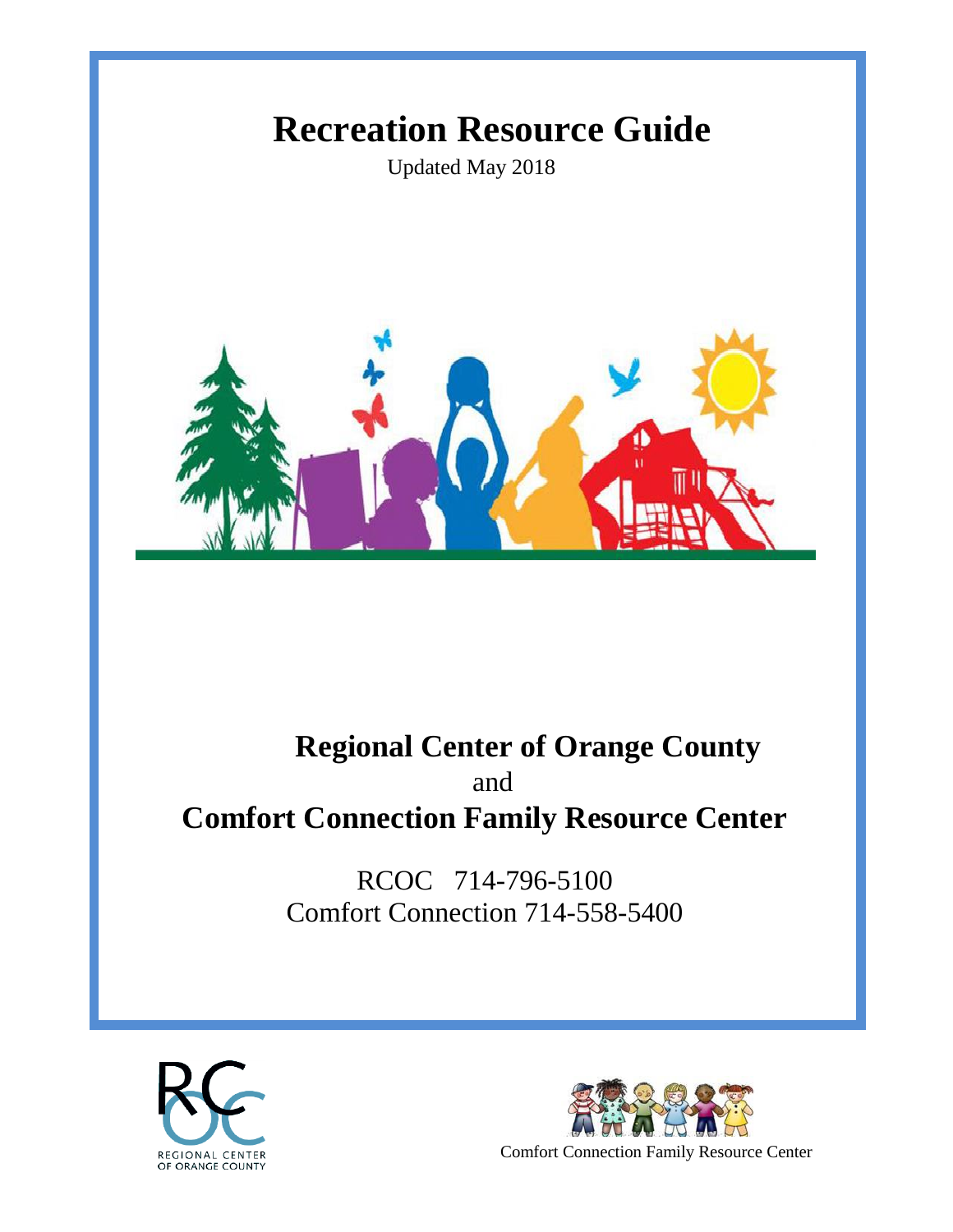# Recreation Resource Guide

Updated May 2018

## Regional Center of Orange County

and

## Comfort Connection Family Resource Center

RCOC 714-796-5100

Comfort Connection 714-558-5400

REGIONAL CENTER OF ORANGE COUNTY

Comfort Connection Family Resource Center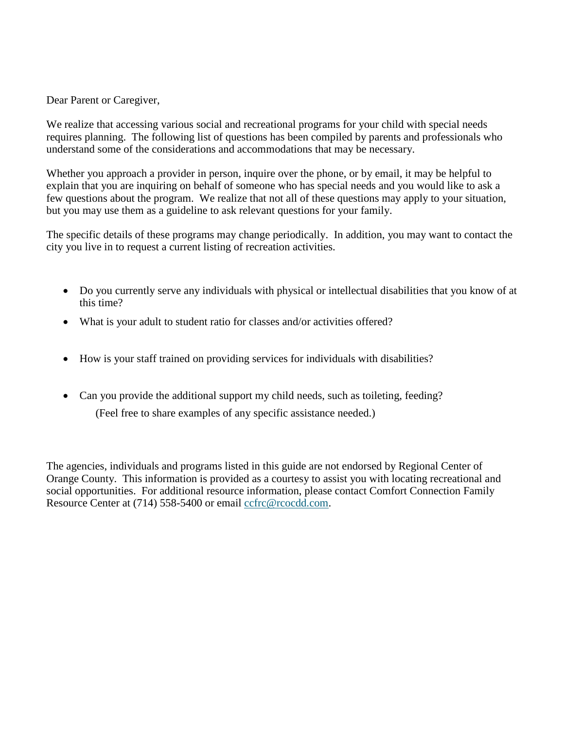Dear Parent or Caregiver,

We realize that accessing various social and recreational programs for your child with special needs requires planning. The following list of questions has been compiled by parents and professionals who understand some of the considerations and accommodations that may be necessary.

Whether you approach a provider in person, inquire over the phone, or by email, it may be helpful to explain that you are inquiring on behalf of someone who has special needs and you would like to ask a few questions about the program. We realize that not all of these questions may apply to your situation, but you may use them as a guideline to ask relevant questions for your family.

The specific details of these programs may change periodically. In addition, you may want to contact the city you live in to request a current listing of recreation activities.

- Do you currently serve any individuals with physical or intellectual disabilities that you know of at this time?
- What is your adult to student ratio for classes and/or activities offered?
- How is your staff trained on providing services for individuals with disabilities?
- Can you provide the additional support my child needs, such as toileting, feeding?

  (Feel free to share examples of any specific assistance needed.)

The agencies, individuals and programs listed in this guide are not endorsed by Regional Center of Orange County. This information is provided as a courtesy to assist you with locating recreational and social opportunities. For additional resource information, please contact Comfort Connection Family Resource Center at (714) 558-5400 or email ccfrc@rcocdd.com.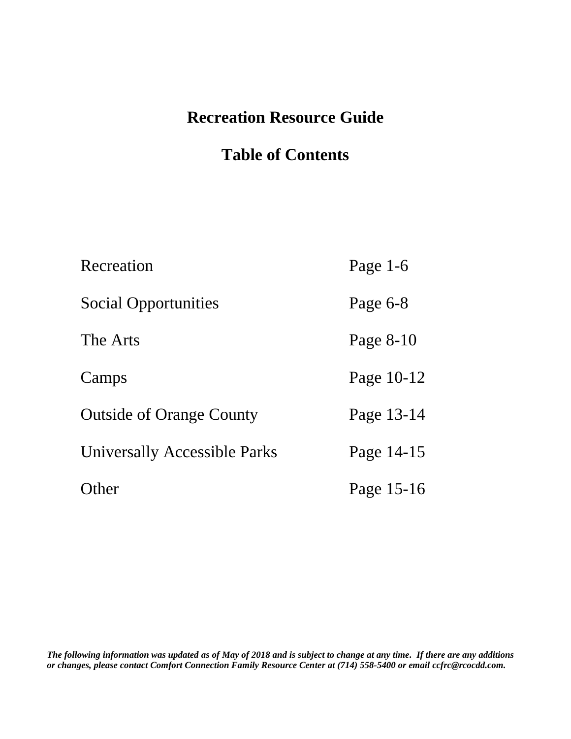# Recreation Resource Guide

## Table of Contents

| | |
|---|---|
| Recreation | Page 1-6 |
| Social Opportunities | Page 6-8 |
| The Arts | Page 8-10 |
| Camps | Page 10-12 |
| Outside of Orange County | Page 13-14 |
| Universally Accessible Parks | Page 14-15 |
| Other | Page 15-16 |

***The following information was updated as of May of 2018 and is subject to change at any time. If there are any additions or changes, please contact Comfort Connection Family Resource Center at (714) 558-5400 or email ccfrc@rcocdd.com.***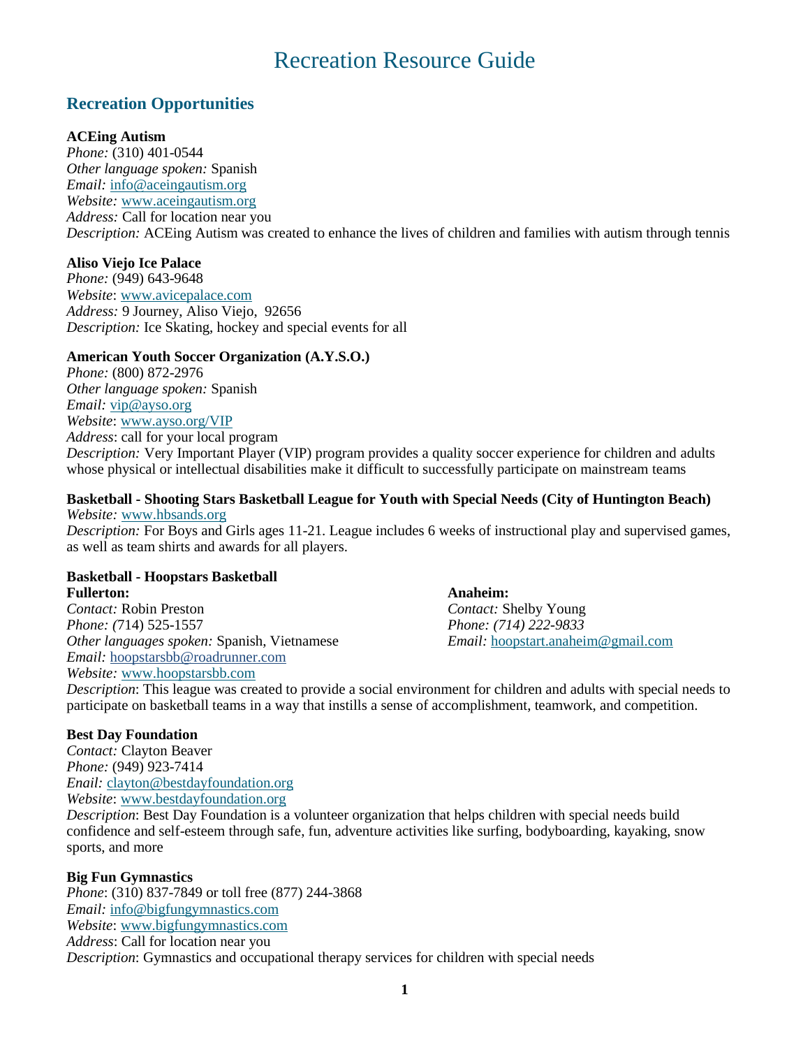# Recreation Resource Guide

## Recreation Opportunities

**ACEing Autism**
*Phone:* (310) 401-0544
*Other language spoken:* Spanish
*Email:* info@aceingautism.org
*Website:* www.aceingautism.org
*Address:* Call for location near you
*Description:* ACEing Autism was created to enhance the lives of children and families with autism through tennis

**Aliso Viejo Ice Palace**
*Phone:* (949) 643-9648
*Website*: www.avicepalace.com
*Address:* 9 Journey, Aliso Viejo, 92656
*Description:* Ice Skating, hockey and special events for all

**American Youth Soccer Organization (A.Y.S.O.)**
*Phone:* (800) 872-2976
*Other language spoken:* Spanish
*Email:* vip@ayso.org
*Website*: www.ayso.org/VIP
*Address*: call for your local program
*Description:* Very Important Player (VIP) program provides a quality soccer experience for children and adults whose physical or intellectual disabilities make it difficult to successfully participate on mainstream teams

**Basketball - Shooting Stars Basketball League for Youth with Special Needs (City of Huntington Beach)**
*Website:* www.hbsands.org
*Description:* For Boys and Girls ages 11-21. League includes 6 weeks of instructional play and supervised games, as well as team shirts and awards for all players.

**Basketball - Hoopstars Basketball**

**Fullerton:**
*Contact:* Robin Preston
*Phone:* (714) 525-1557
*Other languages spoken:* Spanish, Vietnamese
*Email:* hoopstarsbb@roadrunner.com
*Website:* www.hoopstarsbb.com

**Anaheim:**
*Contact:* Shelby Young
*Phone: (714) 222-9833*
*Email:* hoopstart.anaheim@gmail.com

*Description*: This league was created to provide a social environment for children and adults with special needs to participate on basketball teams in a way that instills a sense of accomplishment, teamwork, and competition.

**Best Day Foundation**
*Contact:* Clayton Beaver
*Phone:* (949) 923-7414
*Enail:* clayton@bestdayfoundation.org
*Website*: www.bestdayfoundation.org
*Description*: Best Day Foundation is a volunteer organization that helps children with special needs build confidence and self-esteem through safe, fun, adventure activities like surfing, bodyboarding, kayaking, snow sports, and more

**Big Fun Gymnastics**
*Phone*: (310) 837-7849 or toll free (877) 244-3868
*Email:* info@bigfungymnastics.com
*Website*: www.bigfungymnastics.com
*Address*: Call for location near you
*Description*: Gymnastics and occupational therapy services for children with special needs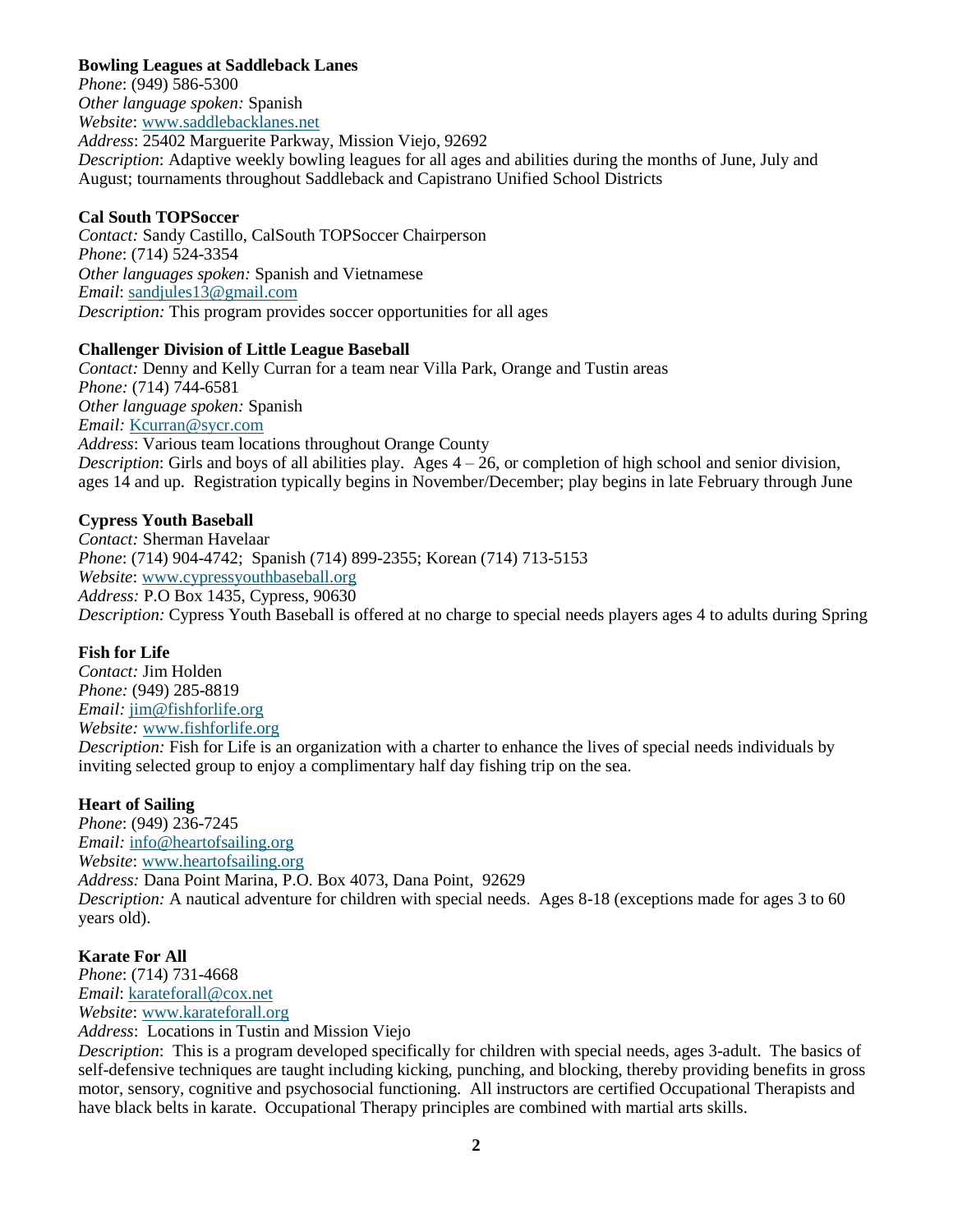**Bowling Leagues at Saddleback Lanes**
*Phone*: (949) 586-5300
*Other language spoken:* Spanish
*Website*: [www.saddlebacklanes.net](http://www.saddlebacklanes.net)
*Address*: 25402 Marguerite Parkway, Mission Viejo, 92692
*Description*: Adaptive weekly bowling leagues for all ages and abilities during the months of June, July and August; tournaments throughout Saddleback and Capistrano Unified School Districts

**Cal South TOPSoccer**
*Contact:* Sandy Castillo, CalSouth TOPSoccer Chairperson
*Phone*: (714) 524-3354
*Other languages spoken:* Spanish and Vietnamese
*Email*: [sandjules13@gmail.com](mailto:sandjules13@gmail.com)
*Description:* This program provides soccer opportunities for all ages

**Challenger Division of Little League Baseball**
*Contact:* Denny and Kelly Curran for a team near Villa Park, Orange and Tustin areas
*Phone:* (714) 744-6581
*Other language spoken:* Spanish
*Email:* [Kcurran@sycr.com](mailto:Kcurran@sycr.com)
*Address*: Various team locations throughout Orange County
*Description*: Girls and boys of all abilities play. Ages 4 – 26, or completion of high school and senior division, ages 14 and up. Registration typically begins in November/December; play begins in late February through June

**Cypress Youth Baseball**
*Contact:* Sherman Havelaar
*Phone*: (714) 904-4742; Spanish (714) 899-2355; Korean (714) 713-5153
*Website*: [www.cypressyouthbaseball.org](http://www.cypressyouthbaseball.org)
*Address:* P.O Box 1435, Cypress, 90630
*Description:* Cypress Youth Baseball is offered at no charge to special needs players ages 4 to adults during Spring

**Fish for Life**
*Contact:* Jim Holden
*Phone:* (949) 285-8819
*Email:* [jim@fishforlife.org](mailto:jim@fishforlife.org)
*Website:* [www.fishforlife.org](http://www.fishforlife.org)
*Description:* Fish for Life is an organization with a charter to enhance the lives of special needs individuals by inviting selected group to enjoy a complimentary half day fishing trip on the sea.

**Heart of Sailing**
*Phone*: (949) 236-7245
*Email:* [info@heartofsailing.org](mailto:info@heartofsailing.org)
*Website*: [www.heartofsailing.org](http://www.heartofsailing.org)
*Address:* Dana Point Marina, P.O. Box 4073, Dana Point, 92629
*Description:* A nautical adventure for children with special needs. Ages 8-18 (exceptions made for ages 3 to 60 years old).

**Karate For All**
*Phone*: (714) 731-4668
*Email*: [karateforall@cox.net](mailto:karateforall@cox.net)
*Website*: [www.karateforall.org](http://www.karateforall.org)
*Address*: Locations in Tustin and Mission Viejo
*Description*: This is a program developed specifically for children with special needs, ages 3-adult. The basics of self-defensive techniques are taught including kicking, punching, and blocking, thereby providing benefits in gross motor, sensory, cognitive and psychosocial functioning. All instructors are certified Occupational Therapists and have black belts in karate. Occupational Therapy principles are combined with martial arts skills.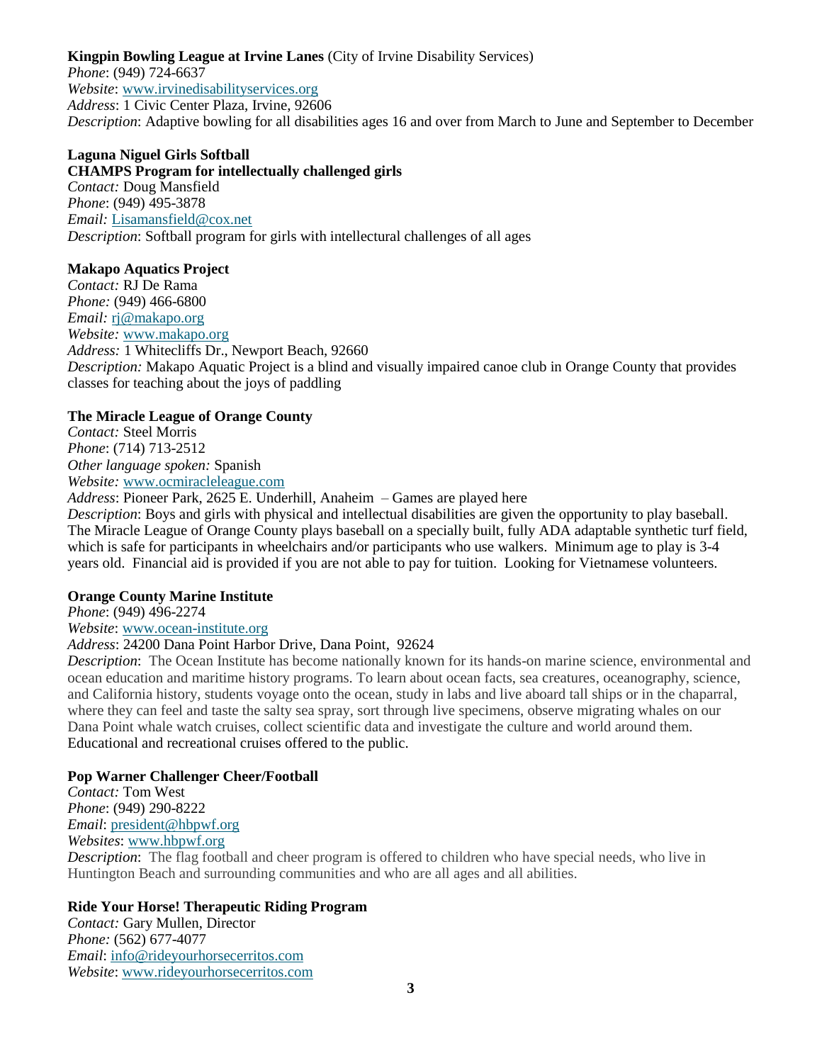**Kingpin Bowling League at Irvine Lanes** (City of Irvine Disability Services)
*Phone*: (949) 724-6637
*Website*: www.irvinedisabilityservices.org
*Address*: 1 Civic Center Plaza, Irvine, 92606
*Description*: Adaptive bowling for all disabilities ages 16 and over from March to June and September to December

**Laguna Niguel Girls Softball**
**CHAMPS Program for intellectually challenged girls**
*Contact:* Doug Mansfield
*Phone*: (949) 495-3878
*Email:* Lisamansfield@cox.net
*Description*: Softball program for girls with intellectural challenges of all ages

**Makapo Aquatics Project**
*Contact:* RJ De Rama
*Phone:* (949) 466-6800
*Email:* rj@makapo.org
*Website:* www.makapo.org
*Address:* 1 Whitecliffs Dr., Newport Beach, 92660
*Description:* Makapo Aquatic Project is a blind and visually impaired canoe club in Orange County that provides classes for teaching about the joys of paddling

**The Miracle League of Orange County**
*Contact:* Steel Morris
*Phone*: (714) 713-2512
*Other language spoken:* Spanish
*Website:* www.ocmiracleleague.com
*Address*: Pioneer Park, 2625 E. Underhill, Anaheim – Games are played here
*Description*: Boys and girls with physical and intellectual disabilities are given the opportunity to play baseball. The Miracle League of Orange County plays baseball on a specially built, fully ADA adaptable synthetic turf field, which is safe for participants in wheelchairs and/or participants who use walkers. Minimum age to play is 3-4 years old. Financial aid is provided if you are not able to pay for tuition. Looking for Vietnamese volunteers.

**Orange County Marine Institute**
*Phone*: (949) 496-2274
*Website*: www.ocean-institute.org
*Address*: 24200 Dana Point Harbor Drive, Dana Point, 92624
*Description*: The Ocean Institute has become nationally known for its hands-on marine science, environmental and ocean education and maritime history programs. To learn about ocean facts, sea creatures, oceanography, science, and California history, students voyage onto the ocean, study in labs and live aboard tall ships or in the chaparral, where they can feel and taste the salty sea spray, sort through live specimens, observe migrating whales on our Dana Point whale watch cruises, collect scientific data and investigate the culture and world around them. Educational and recreational cruises offered to the public.

**Pop Warner Challenger Cheer/Football**
*Contact:* Tom West
*Phone*: (949) 290-8222
*Email*: president@hbpwf.org
*Websites*: www.hbpwf.org
*Description*: The flag football and cheer program is offered to children who have special needs, who live in Huntington Beach and surrounding communities and who are all ages and all abilities.

**Ride Your Horse! Therapeutic Riding Program**
*Contact:* Gary Mullen, Director
*Phone:* (562) 677-4077
*Email*: info@rideyourhorsecerritos.com
*Website*: www.rideyourhorsecerritos.com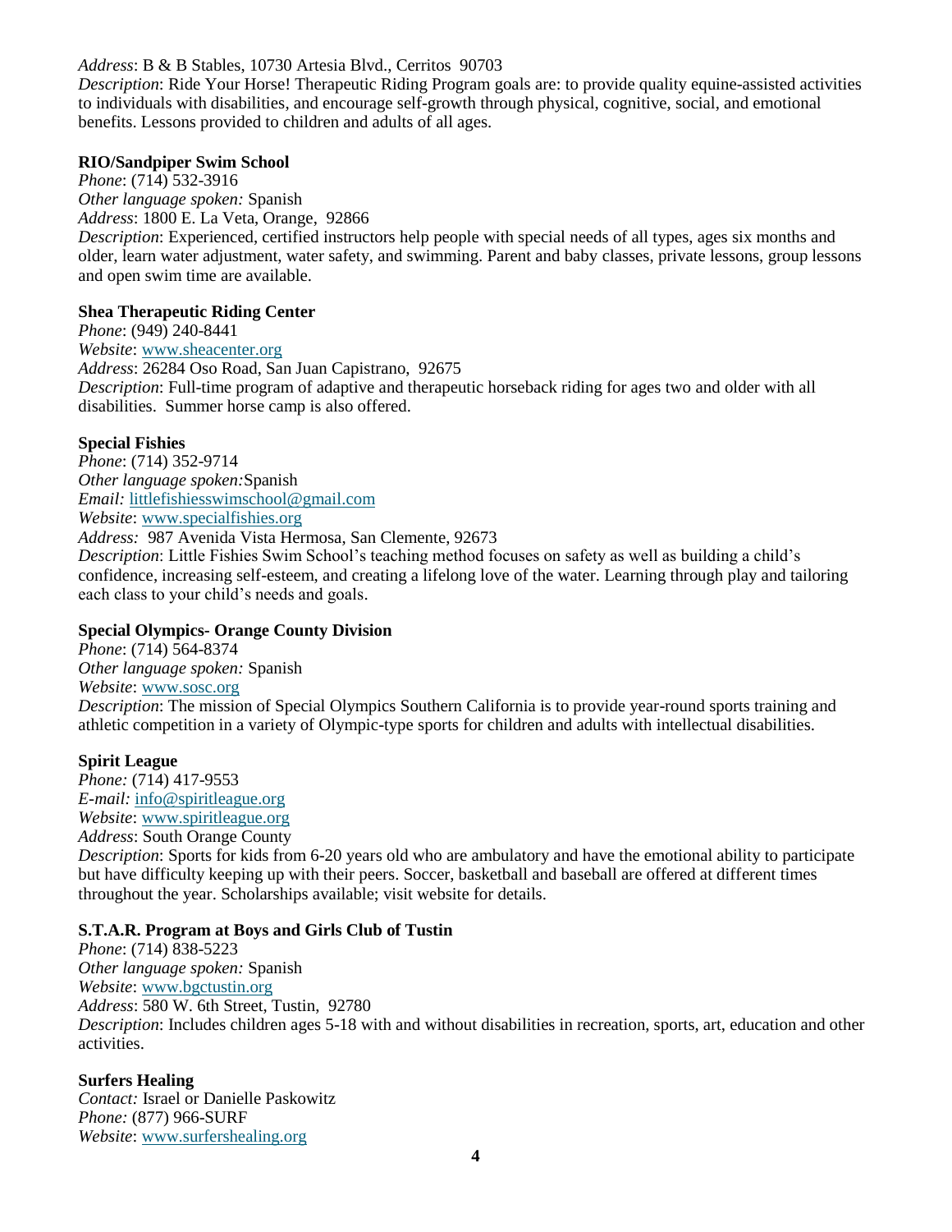*Address*: B & B Stables, 10730 Artesia Blvd., Cerritos 90703
*Description*: Ride Your Horse! Therapeutic Riding Program goals are: to provide quality equine-assisted activities to individuals with disabilities, and encourage self-growth through physical, cognitive, social, and emotional benefits. Lessons provided to children and adults of all ages.

**RIO/Sandpiper Swim School**
*Phone*: (714) 532-3916
*Other language spoken:* Spanish
*Address*: 1800 E. La Veta, Orange, 92866
*Description*: Experienced, certified instructors help people with special needs of all types, ages six months and older, learn water adjustment, water safety, and swimming. Parent and baby classes, private lessons, group lessons and open swim time are available.

**Shea Therapeutic Riding Center**
*Phone*: (949) 240-8441
*Website*: www.sheacenter.org
*Address*: 26284 Oso Road, San Juan Capistrano, 92675
*Description*: Full-time program of adaptive and therapeutic horseback riding for ages two and older with all disabilities. Summer horse camp is also offered.

**Special Fishies**
*Phone*: (714) 352-9714
*Other language spoken:*Spanish
*Email:* littlefishiesswimschool@gmail.com
*Website*: www.specialfishies.org
*Address:* 987 Avenida Vista Hermosa, San Clemente, 92673
*Description*: Little Fishies Swim School's teaching method focuses on safety as well as building a child's confidence, increasing self-esteem, and creating a lifelong love of the water. Learning through play and tailoring each class to your child's needs and goals.

**Special Olympics- Orange County Division**
*Phone*: (714) 564-8374
*Other language spoken:* Spanish
*Website*: www.sosc.org
*Description*: The mission of Special Olympics Southern California is to provide year-round sports training and athletic competition in a variety of Olympic-type sports for children and adults with intellectual disabilities.

**Spirit League**
*Phone:* (714) 417-9553
*E-mail:* info@spiritleague.org
*Website*: www.spiritleague.org
*Address*: South Orange County
*Description*: Sports for kids from 6-20 years old who are ambulatory and have the emotional ability to participate but have difficulty keeping up with their peers. Soccer, basketball and baseball are offered at different times throughout the year. Scholarships available; visit website for details.

**S.T.A.R. Program at Boys and Girls Club of Tustin**
*Phone*: (714) 838-5223
*Other language spoken:* Spanish
*Website*: www.bgctustin.org
*Address*: 580 W. 6th Street, Tustin, 92780
*Description*: Includes children ages 5-18 with and without disabilities in recreation, sports, art, education and other activities.

**Surfers Healing**
*Contact:* Israel or Danielle Paskowitz
*Phone:* (877) 966-SURF
*Website*: www.surfershealing.org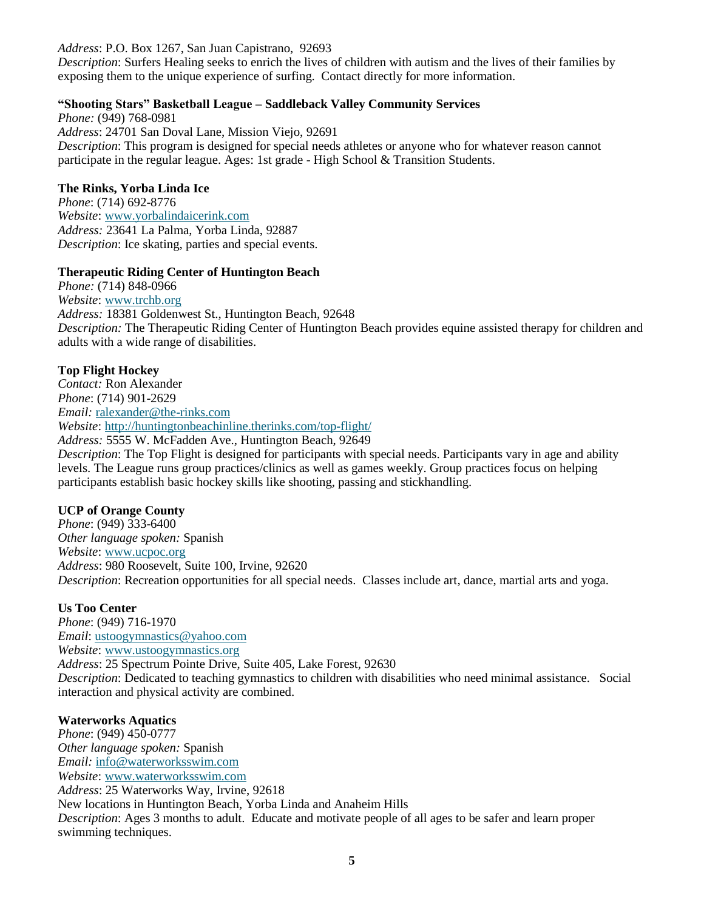*Address*: P.O. Box 1267, San Juan Capistrano, 92693
*Description*: Surfers Healing seeks to enrich the lives of children with autism and the lives of their families by exposing them to the unique experience of surfing. Contact directly for more information.

**"Shooting Stars" Basketball League – Saddleback Valley Community Services**
*Phone:* (949) 768-0981
*Address*: 24701 San Doval Lane, Mission Viejo, 92691
*Description*: This program is designed for special needs athletes or anyone who for whatever reason cannot participate in the regular league. Ages: 1st grade - High School & Transition Students.

**The Rinks, Yorba Linda Ice**
*Phone*: (714) 692-8776
*Website*: www.yorbalindaicerink.com
*Address:* 23641 La Palma, Yorba Linda, 92887
*Description*: Ice skating, parties and special events.

**Therapeutic Riding Center of Huntington Beach**
*Phone:* (714) 848-0966
*Website*: www.trchb.org
*Address:* 18381 Goldenwest St., Huntington Beach, 92648
*Description:* The Therapeutic Riding Center of Huntington Beach provides equine assisted therapy for children and adults with a wide range of disabilities.

**Top Flight Hockey**
*Contact:* Ron Alexander
*Phone*: (714) 901-2629
*Email:* ralexander@the-rinks.com
*Website*: http://huntingtonbeachinline.therinks.com/top-flight/
*Address:* 5555 W. McFadden Ave., Huntington Beach, 92649
*Description*: The Top Flight is designed for participants with special needs. Participants vary in age and ability levels. The League runs group practices/clinics as well as games weekly. Group practices focus on helping participants establish basic hockey skills like shooting, passing and stickhandling.

**UCP of Orange County**
*Phone*: (949) 333-6400
*Other language spoken:* Spanish
*Website*: www.ucpoc.org
*Address*: 980 Roosevelt, Suite 100, Irvine, 92620
*Description*: Recreation opportunities for all special needs. Classes include art, dance, martial arts and yoga.

**Us Too Center**
*Phone*: (949) 716-1970
*Email*: ustoogymnastics@yahoo.com
*Website*: www.ustoogymnastics.org
*Address*: 25 Spectrum Pointe Drive, Suite 405, Lake Forest, 92630
*Description*: Dedicated to teaching gymnastics to children with disabilities who need minimal assistance. Social interaction and physical activity are combined.

**Waterworks Aquatics**
*Phone*: (949) 450-0777
*Other language spoken:* Spanish
*Email:* info@waterworksswim.com
*Website*: www.waterworksswim.com
*Address*: 25 Waterworks Way, Irvine, 92618
New locations in Huntington Beach, Yorba Linda and Anaheim Hills
*Description*: Ages 3 months to adult. Educate and motivate people of all ages to be safer and learn proper swimming techniques.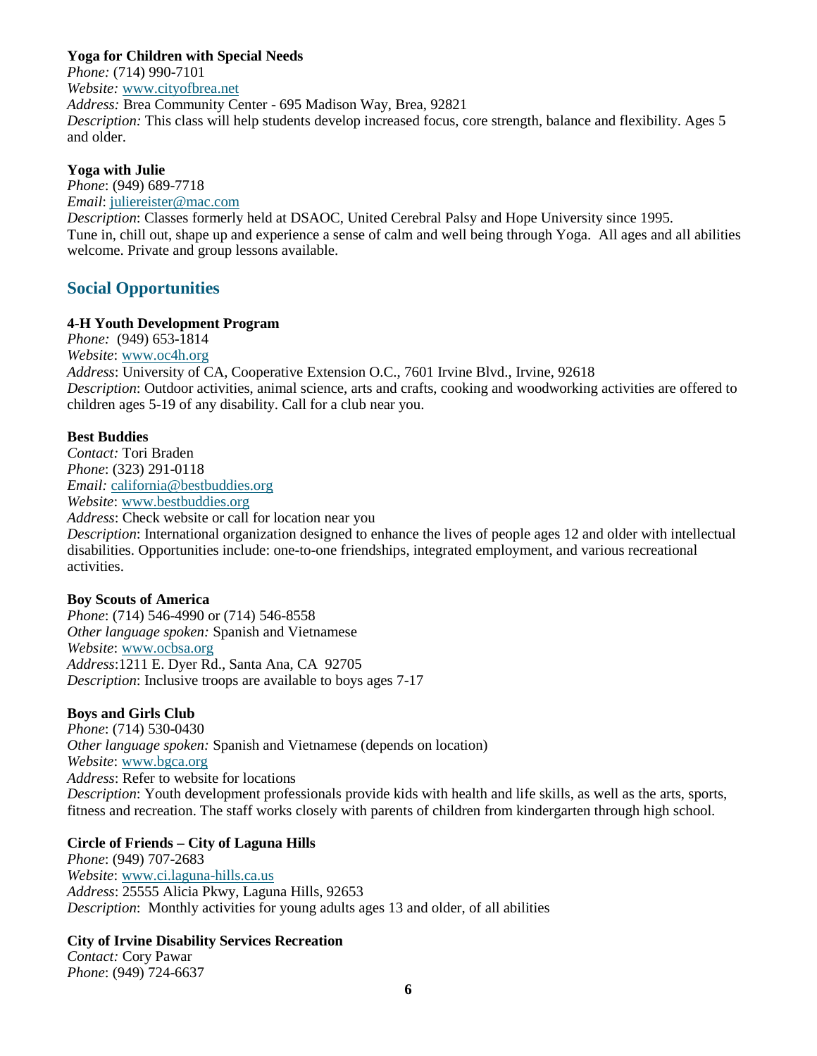**Yoga for Children with Special Needs**
*Phone:* (714) 990-7101
*Website:* www.cityofbrea.net
*Address:* Brea Community Center - 695 Madison Way, Brea, 92821
*Description:* This class will help students develop increased focus, core strength, balance and flexibility. Ages 5 and older.

**Yoga with Julie**
*Phone*: (949) 689-7718
*Email*: juliereister@mac.com
*Description*: Classes formerly held at DSAOC, United Cerebral Palsy and Hope University since 1995. Tune in, chill out, shape up and experience a sense of calm and well being through Yoga. All ages and all abilities welcome. Private and group lessons available.

## Social Opportunities

**4-H Youth Development Program**
*Phone:* (949) 653-1814
*Website*: www.oc4h.org
*Address*: University of CA, Cooperative Extension O.C., 7601 Irvine Blvd., Irvine, 92618
*Description*: Outdoor activities, animal science, arts and crafts, cooking and woodworking activities are offered to children ages 5-19 of any disability. Call for a club near you.

**Best Buddies**
*Contact:* Tori Braden
*Phone*: (323) 291-0118
*Email:* california@bestbuddies.org
*Website*: www.bestbuddies.org
*Address*: Check website or call for location near you
*Description*: International organization designed to enhance the lives of people ages 12 and older with intellectual disabilities. Opportunities include: one-to-one friendships, integrated employment, and various recreational activities.

**Boy Scouts of America**
*Phone*: (714) 546-4990 or (714) 546-8558
*Other language spoken:* Spanish and Vietnamese
*Website*: www.ocbsa.org
*Address*:1211 E. Dyer Rd., Santa Ana, CA 92705
*Description*: Inclusive troops are available to boys ages 7-17

**Boys and Girls Club**
*Phone*: (714) 530-0430
*Other language spoken:* Spanish and Vietnamese (depends on location)
*Website*: www.bgca.org
*Address*: Refer to website for locations
*Description*: Youth development professionals provide kids with health and life skills, as well as the arts, sports, fitness and recreation. The staff works closely with parents of children from kindergarten through high school.

**Circle of Friends – City of Laguna Hills**
*Phone*: (949) 707-2683
*Website*: www.ci.laguna-hills.ca.us
*Address*: 25555 Alicia Pkwy, Laguna Hills, 92653
*Description*: Monthly activities for young adults ages 13 and older, of all abilities

**City of Irvine Disability Services Recreation**
*Contact:* Cory Pawar
*Phone*: (949) 724-6637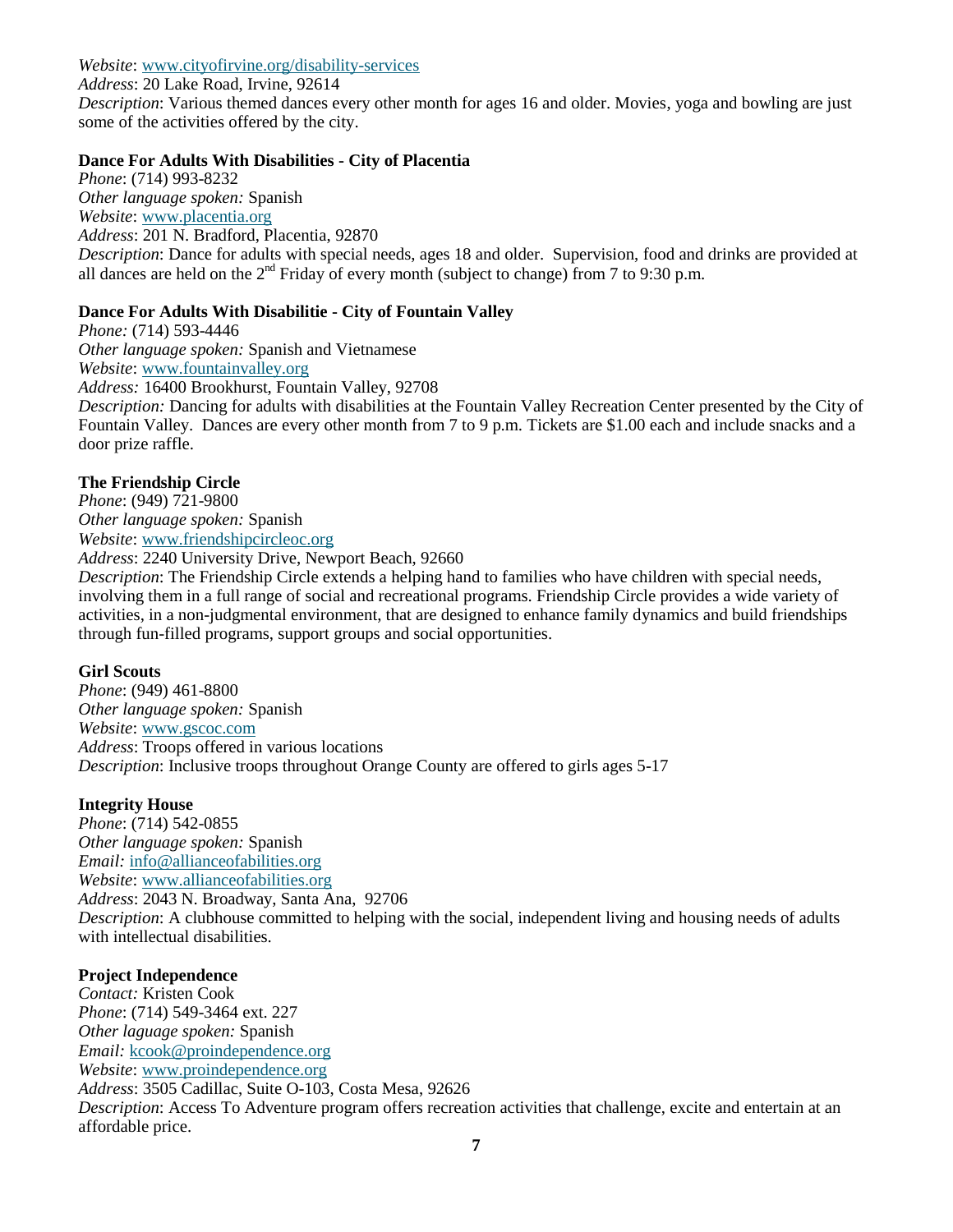*Website*: www.cityofirvine.org/disability-services
*Address*: 20 Lake Road, Irvine, 92614
*Description*: Various themed dances every other month for ages 16 and older. Movies, yoga and bowling are just some of the activities offered by the city.

**Dance For Adults With Disabilities - City of Placentia**
*Phone*: (714) 993-8232
*Other language spoken:* Spanish
*Website*: www.placentia.org
*Address*: 201 N. Bradford, Placentia, 92870
*Description*: Dance for adults with special needs, ages 18 and older. Supervision, food and drinks are provided at all dances are held on the 2nd Friday of every month (subject to change) from 7 to 9:30 p.m.

**Dance For Adults With Disabilitie - City of Fountain Valley**
*Phone:* (714) 593-4446
*Other language spoken:* Spanish and Vietnamese
*Website*: www.fountainvalley.org
*Address:* 16400 Brookhurst, Fountain Valley, 92708
*Description:* Dancing for adults with disabilities at the Fountain Valley Recreation Center presented by the City of Fountain Valley. Dances are every other month from 7 to 9 p.m. Tickets are $1.00 each and include snacks and a door prize raffle.

**The Friendship Circle**
*Phone*: (949) 721-9800
*Other language spoken:* Spanish
*Website*: www.friendshipcircleoc.org
*Address*: 2240 University Drive, Newport Beach, 92660
*Description*: The Friendship Circle extends a helping hand to families who have children with special needs, involving them in a full range of social and recreational programs. Friendship Circle provides a wide variety of activities, in a non-judgmental environment, that are designed to enhance family dynamics and build friendships through fun-filled programs, support groups and social opportunities.

**Girl Scouts**
*Phone*: (949) 461-8800
*Other language spoken:* Spanish
*Website*: www.gscoc.com
*Address*: Troops offered in various locations
*Description*: Inclusive troops throughout Orange County are offered to girls ages 5-17

**Integrity House**
*Phone*: (714) 542-0855
*Other language spoken:* Spanish
*Email:* info@allianceofabilities.org
*Website*: www.allianceofabilities.org
*Address*: 2043 N. Broadway, Santa Ana, 92706
*Description*: A clubhouse committed to helping with the social, independent living and housing needs of adults with intellectual disabilities.

**Project Independence**
*Contact:* Kristen Cook
*Phone*: (714) 549-3464 ext. 227
*Other laguage spoken:* Spanish
*Email:* kcook@proindependence.org
*Website*: www.proindependence.org
*Address*: 3505 Cadillac, Suite O-103, Costa Mesa, 92626
*Description*: Access To Adventure program offers recreation activities that challenge, excite and entertain at an affordable price.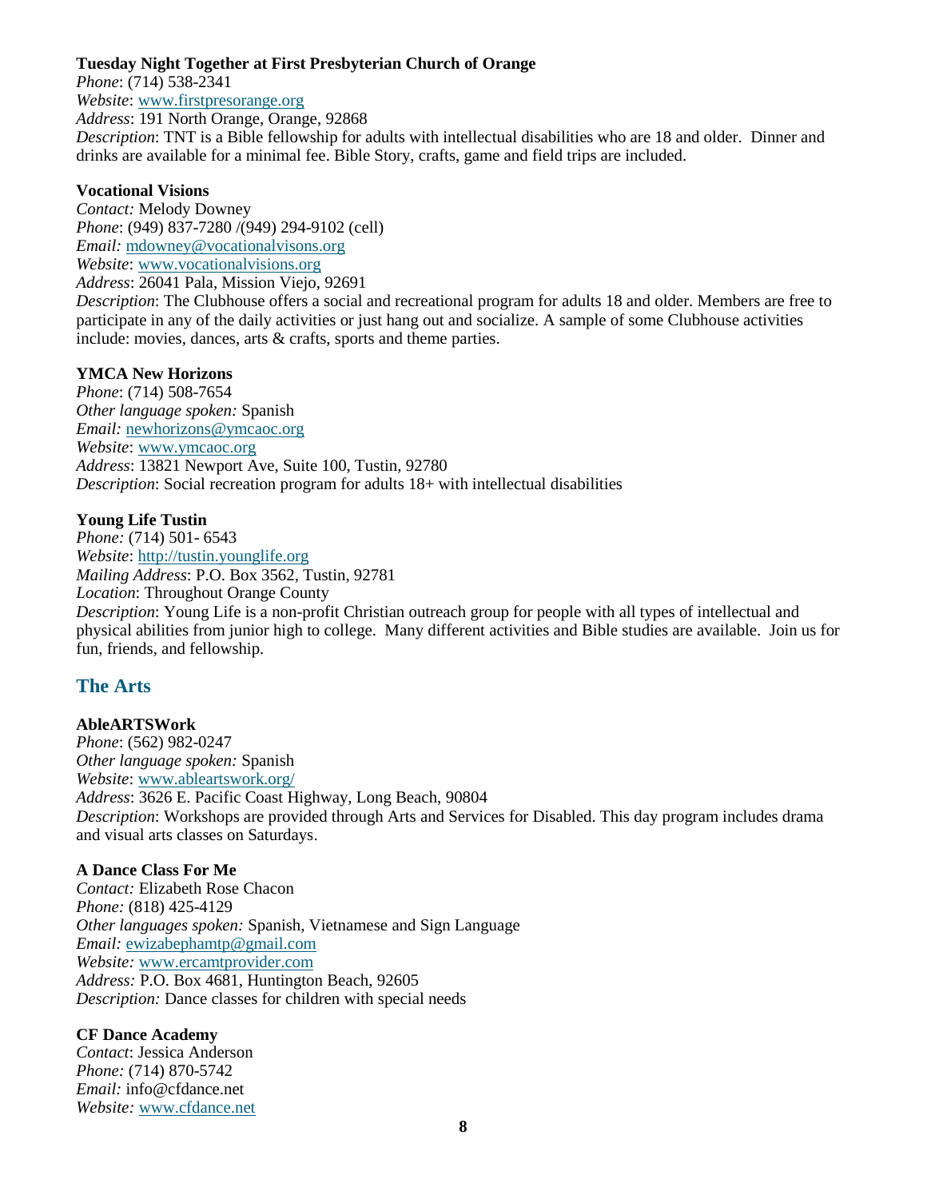**Tuesday Night Together at First Presbyterian Church of Orange**
*Phone*: (714) 538-2341
*Website*: www.firstpresorange.org
*Address*: 191 North Orange, Orange, 92868
*Description*: TNT is a Bible fellowship for adults with intellectual disabilities who are 18 and older. Dinner and drinks are available for a minimal fee. Bible Story, crafts, game and field trips are included.

**Vocational Visions**
*Contact:* Melody Downey
*Phone*: (949) 837-7280 /(949) 294-9102 (cell)
*Email:* mdowney@vocationalvisons.org
*Website*: www.vocationalvisions.org
*Address*: 26041 Pala, Mission Viejo, 92691
*Description*: The Clubhouse offers a social and recreational program for adults 18 and older. Members are free to participate in any of the daily activities or just hang out and socialize. A sample of some Clubhouse activities include: movies, dances, arts & crafts, sports and theme parties.

**YMCA New Horizons**
*Phone*: (714) 508-7654
*Other language spoken:* Spanish
*Email:* newhorizons@ymcaoc.org
*Website*: www.ymcaoc.org
*Address*: 13821 Newport Ave, Suite 100, Tustin, 92780
*Description*: Social recreation program for adults 18+ with intellectual disabilities

**Young Life Tustin**
*Phone:* (714) 501- 6543
*Website*: http://tustin.younglife.org
*Mailing Address*: P.O. Box 3562, Tustin, 92781
*Location*: Throughout Orange County
*Description*: Young Life is a non-profit Christian outreach group for people with all types of intellectual and physical abilities from junior high to college. Many different activities and Bible studies are available. Join us for fun, friends, and fellowship.

## The Arts

**AbleARTSWork**
*Phone*: (562) 982-0247
*Other language spoken:* Spanish
*Website*: www.ableartswork.org/
*Address*: 3626 E. Pacific Coast Highway, Long Beach, 90804
*Description*: Workshops are provided through Arts and Services for Disabled. This day program includes drama and visual arts classes on Saturdays.

**A Dance Class For Me**
*Contact:* Elizabeth Rose Chacon
*Phone:* (818) 425-4129
*Other languages spoken:* Spanish, Vietnamese and Sign Language
*Email:* ewizabephamtp@gmail.com
*Website:* www.ercamtprovider.com
*Address:* P.O. Box 4681, Huntington Beach, 92605
*Description:* Dance classes for children with special needs

**CF Dance Academy**
*Contact*: Jessica Anderson
*Phone:* (714) 870-5742
*Email:* info@cfdance.net
*Website:* www.cfdance.net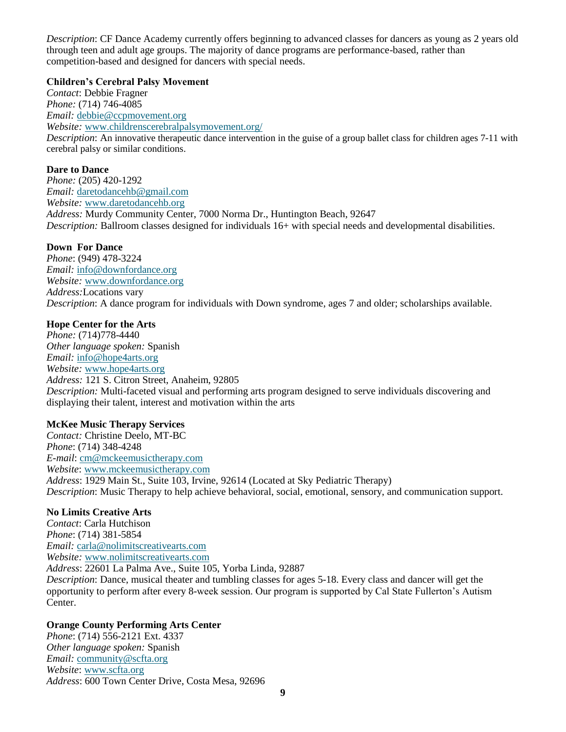*Description*: CF Dance Academy currently offers beginning to advanced classes for dancers as young as 2 years old through teen and adult age groups. The majority of dance programs are performance-based, rather than competition-based and designed for dancers with special needs.

**Children's Cerebral Palsy Movement**
*Contact*: Debbie Fragner
*Phone:* (714) 746-4085
*Email:* debbie@ccpmovement.org
*Website:* www.childrenscerebralpalsymovement.org/
*Description*: An innovative therapeutic dance intervention in the guise of a group ballet class for children ages 7-11 with cerebral palsy or similar conditions.

**Dare to Dance**
*Phone:* (205) 420-1292
*Email:* daretodancehb@gmail.com
*Website:* www.daretodancehb.org
*Address:* Murdy Community Center, 7000 Norma Dr., Huntington Beach, 92647
*Description:* Ballroom classes designed for individuals 16+ with special needs and developmental disabilities.

**Down For Dance**
*Phone*: (949) 478-3224
*Email:* info@downfordance.org
*Website:* www.downfordance.org
*Address:* Locations vary
*Description*: A dance program for individuals with Down syndrome, ages 7 and older; scholarships available.

**Hope Center for the Arts**
*Phone:* (714)778-4440
*Other language spoken:* Spanish
*Email:* info@hope4arts.org
*Website:* www.hope4arts.org
*Address:* 121 S. Citron Street, Anaheim, 92805
*Description:* Multi-faceted visual and performing arts program designed to serve individuals discovering and displaying their talent, interest and motivation within the arts

**McKee Music Therapy Services**
*Contact:* Christine Deelo, MT-BC
*Phone*: (714) 348-4248
*E-mail*: cm@mckeemusictherapy.com
*Website*: www.mckeemusictherapy.com
*Address*: 1929 Main St., Suite 103, Irvine, 92614 (Located at Sky Pediatric Therapy)
*Description*: Music Therapy to help achieve behavioral, social, emotional, sensory, and communication support.

**No Limits Creative Arts**
*Contact*: Carla Hutchison
*Phone*: (714) 381-5854
*Email:* carla@nolimitscreativearts.com
*Website:* www.nolimitscreativearts.com
*Address*: 22601 La Palma Ave., Suite 105, Yorba Linda, 92887
*Description*: Dance, musical theater and tumbling classes for ages 5-18. Every class and dancer will get the opportunity to perform after every 8-week session. Our program is supported by Cal State Fullerton's Autism Center.

**Orange County Performing Arts Center**
*Phone*: (714) 556-2121 Ext. 4337
*Other language spoken:* Spanish
*Email:* community@scfta.org
*Website*: www.scfta.org
*Address*: 600 Town Center Drive, Costa Mesa, 92696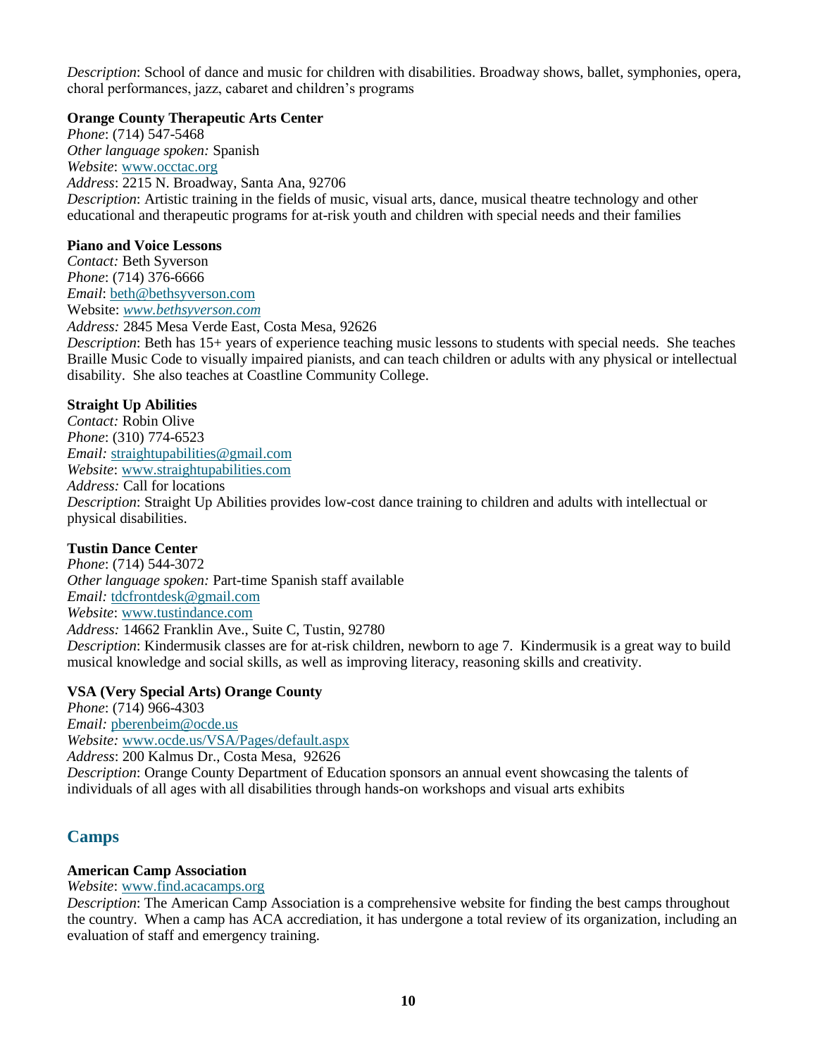*Description*: School of dance and music for children with disabilities. Broadway shows, ballet, symphonies, opera, choral performances, jazz, cabaret and children's programs

**Orange County Therapeutic Arts Center**
*Phone*: (714) 547-5468
*Other language spoken:* Spanish
*Website*: www.occtac.org
*Address*: 2215 N. Broadway, Santa Ana, 92706
*Description*: Artistic training in the fields of music, visual arts, dance, musical theatre technology and other educational and therapeutic programs for at-risk youth and children with special needs and their families

**Piano and Voice Lessons**
*Contact:* Beth Syverson
*Phone*: (714) 376-6666
*Email*: beth@bethsyverson.com
Website: *www.bethsyverson.com*
*Address:* 2845 Mesa Verde East, Costa Mesa, 92626
*Description*: Beth has 15+ years of experience teaching music lessons to students with special needs. She teaches Braille Music Code to visually impaired pianists, and can teach children or adults with any physical or intellectual disability. She also teaches at Coastline Community College.

**Straight Up Abilities**
*Contact:* Robin Olive
*Phone*: (310) 774-6523
*Email:* straightupabilities@gmail.com
*Website*: www.straightupabilities.com
*Address:* Call for locations
*Description*: Straight Up Abilities provides low-cost dance training to children and adults with intellectual or physical disabilities.

**Tustin Dance Center**
*Phone*: (714) 544-3072
*Other language spoken:* Part-time Spanish staff available
*Email:* tdcfrontdesk@gmail.com
*Website*: www.tustindance.com
*Address:* 14662 Franklin Ave., Suite C, Tustin, 92780
*Description*: Kindermusik classes are for at-risk children, newborn to age 7. Kindermusik is a great way to build musical knowledge and social skills, as well as improving literacy, reasoning skills and creativity.

**VSA (Very Special Arts) Orange County**
*Phone*: (714) 966-4303
*Email:* pberenbeim@ocde.us
*Website:* www.ocde.us/VSA/Pages/default.aspx
*Address*: 200 Kalmus Dr., Costa Mesa, 92626
*Description*: Orange County Department of Education sponsors an annual event showcasing the talents of individuals of all ages with all disabilities through hands-on workshops and visual arts exhibits

## Camps

**American Camp Association**
*Website*: www.find.acacamps.org
*Description*: The American Camp Association is a comprehensive website for finding the best camps throughout the country. When a camp has ACA accrediation, it has undergone a total review of its organization, including an evaluation of staff and emergency training.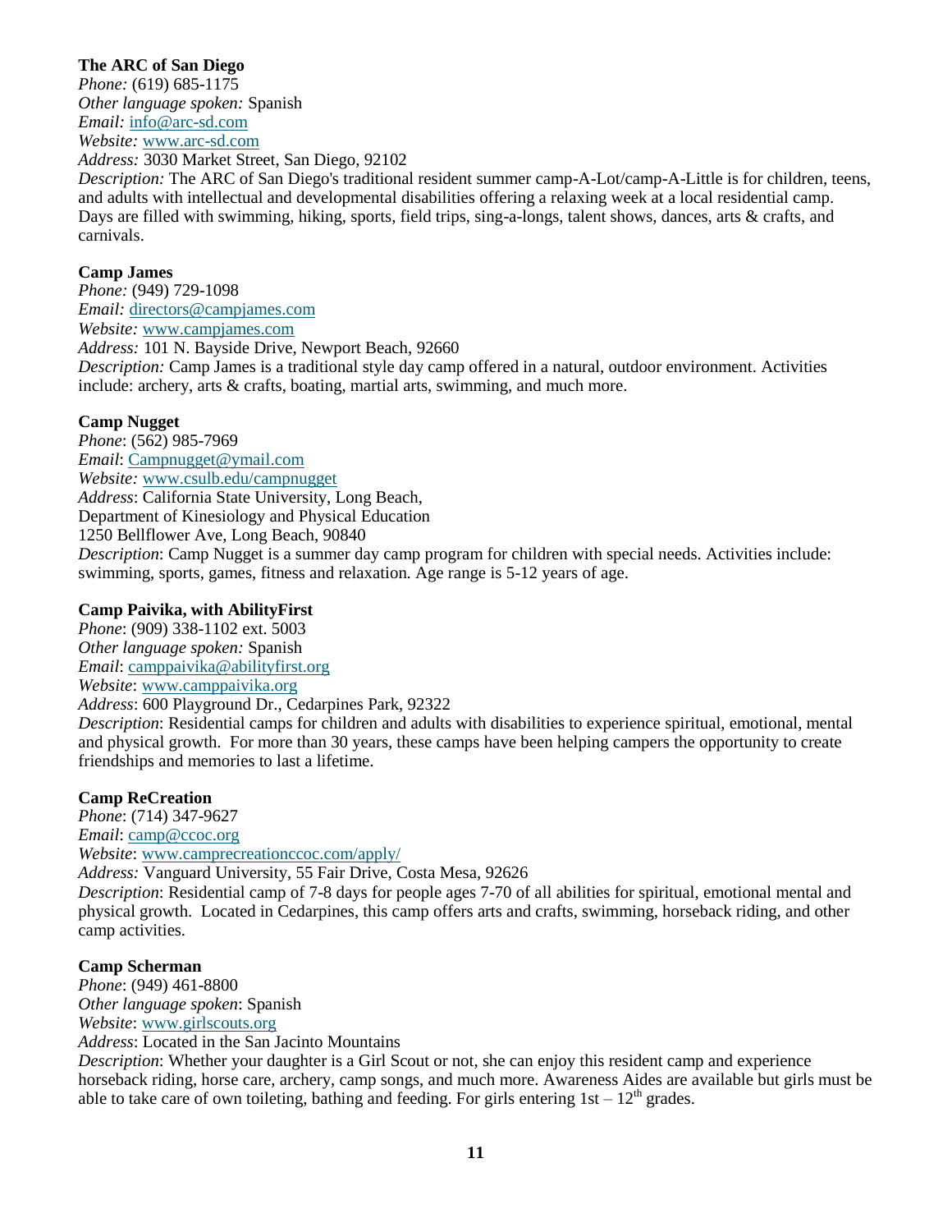**The ARC of San Diego**
*Phone:* (619) 685-1175
*Other language spoken:* Spanish
*Email:* info@arc-sd.com
*Website:* www.arc-sd.com
*Address:* 3030 Market Street, San Diego, 92102
*Description:* The ARC of San Diego's traditional resident summer camp-A-Lot/camp-A-Little is for children, teens, and adults with intellectual and developmental disabilities offering a relaxing week at a local residential camp. Days are filled with swimming, hiking, sports, field trips, sing-a-longs, talent shows, dances, arts & crafts, and carnivals.

**Camp James**
*Phone:* (949) 729-1098
*Email:* directors@campjames.com
*Website:* www.campjames.com
*Address:* 101 N. Bayside Drive, Newport Beach, 92660
*Description:* Camp James is a traditional style day camp offered in a natural, outdoor environment. Activities include: archery, arts & crafts, boating, martial arts, swimming, and much more.

**Camp Nugget**
*Phone*: (562) 985-7969
*Email*: Campnugget@ymail.com
*Website:* www.csulb.edu/campnugget
*Address*: California State University, Long Beach,
Department of Kinesiology and Physical Education
1250 Bellflower Ave, Long Beach, 90840
*Description*: Camp Nugget is a summer day camp program for children with special needs. Activities include: swimming, sports, games, fitness and relaxation. Age range is 5-12 years of age.

**Camp Paivika, with AbilityFirst**
*Phone*: (909) 338-1102 ext. 5003
*Other language spoken:* Spanish
*Email*: camppaivika@abilityfirst.org
*Website*: www.camppaivika.org
*Address*: 600 Playground Dr., Cedarpines Park, 92322
*Description*: Residential camps for children and adults with disabilities to experience spiritual, emotional, mental and physical growth. For more than 30 years, these camps have been helping campers the opportunity to create friendships and memories to last a lifetime.

**Camp ReCreation**
*Phone*: (714) 347-9627
*Email*: camp@ccoc.org
*Website*: www.camprecreationccoc.com/apply/
*Address:* Vanguard University, 55 Fair Drive, Costa Mesa, 92626
*Description*: Residential camp of 7-8 days for people ages 7-70 of all abilities for spiritual, emotional mental and physical growth. Located in Cedarpines, this camp offers arts and crafts, swimming, horseback riding, and other camp activities.

**Camp Scherman**
*Phone*: (949) 461-8800
*Other language spoken*: Spanish
*Website*: www.girlscouts.org
*Address*: Located in the San Jacinto Mountains
*Description*: Whether your daughter is a Girl Scout or not, she can enjoy this resident camp and experience horseback riding, horse care, archery, camp songs, and much more. Awareness Aides are available but girls must be able to take care of own toileting, bathing and feeding. For girls entering 1st – 12th grades.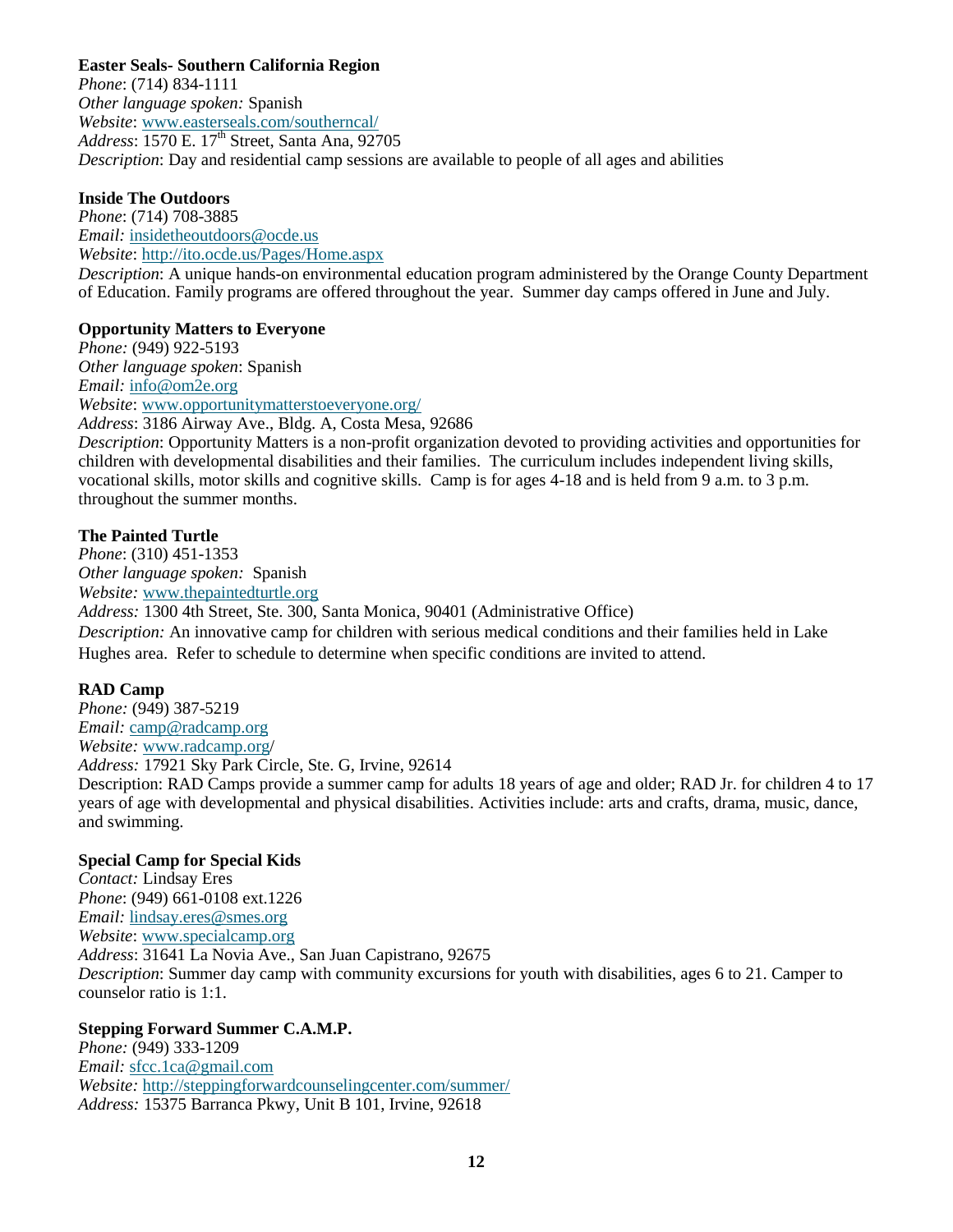**Easter Seals- Southern California Region**
*Phone*: (714) 834-1111
*Other language spoken:* Spanish
*Website*: www.easterseals.com/southerncal/
*Address*: 1570 E. 17th Street, Santa Ana, 92705
*Description*: Day and residential camp sessions are available to people of all ages and abilities

**Inside The Outdoors**
*Phone*: (714) 708-3885
*Email:* insidetheoutdoors@ocde.us
*Website*: http://ito.ocde.us/Pages/Home.aspx
*Description*: A unique hands-on environmental education program administered by the Orange County Department of Education. Family programs are offered throughout the year. Summer day camps offered in June and July.

**Opportunity Matters to Everyone**
*Phone:* (949) 922-5193
*Other language spoken*: Spanish
*Email:* info@om2e.org
*Website*: www.opportunitymatterstoeveryone.org/
*Address*: 3186 Airway Ave., Bldg. A, Costa Mesa, 92686
*Description*: Opportunity Matters is a non-profit organization devoted to providing activities and opportunities for children with developmental disabilities and their families. The curriculum includes independent living skills, vocational skills, motor skills and cognitive skills. Camp is for ages 4-18 and is held from 9 a.m. to 3 p.m. throughout the summer months.

**The Painted Turtle**
*Phone*: (310) 451-1353
*Other language spoken:* Spanish
*Website:* www.thepaintedturtle.org
*Address:* 1300 4th Street, Ste. 300, Santa Monica, 90401 (Administrative Office)
*Description:* An innovative camp for children with serious medical conditions and their families held in Lake Hughes area. Refer to schedule to determine when specific conditions are invited to attend.

**RAD Camp**
*Phone:* (949) 387-5219
*Email:* camp@radcamp.org
*Website:* www.radcamp.org/
*Address:* 17921 Sky Park Circle, Ste. G, Irvine, 92614
Description: RAD Camps provide a summer camp for adults 18 years of age and older; RAD Jr. for children 4 to 17 years of age with developmental and physical disabilities. Activities include: arts and crafts, drama, music, dance, and swimming.

**Special Camp for Special Kids**
*Contact:* Lindsay Eres
*Phone*: (949) 661-0108 ext.1226
*Email:* lindsay.eres@smes.org
*Website*: www.specialcamp.org
*Address*: 31641 La Novia Ave., San Juan Capistrano, 92675
*Description*: Summer day camp with community excursions for youth with disabilities, ages 6 to 21. Camper to counselor ratio is 1:1.

**Stepping Forward Summer C.A.M.P.**
*Phone:* (949) 333-1209
*Email:* sfcc.1ca@gmail.com
*Website:* http://steppingforwardcounselingcenter.com/summer/
*Address:* 15375 Barranca Pkwy, Unit B 101, Irvine, 92618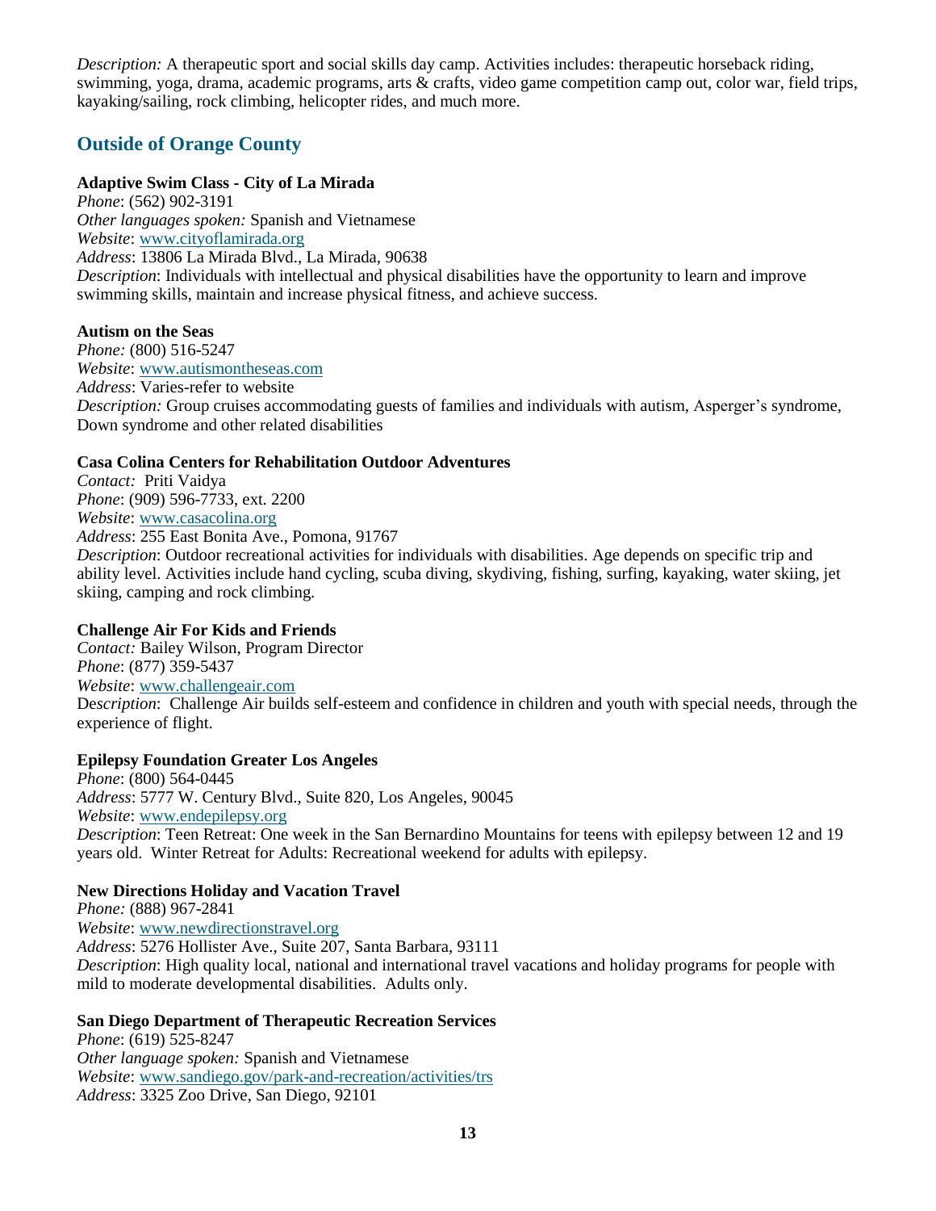*Description:* A therapeutic sport and social skills day camp. Activities includes: therapeutic horseback riding, swimming, yoga, drama, academic programs, arts & crafts, video game competition camp out, color war, field trips, kayaking/sailing, rock climbing, helicopter rides, and much more.

## Outside of Orange County

**Adaptive Swim Class - City of La Mirada**
*Phone*: (562) 902-3191
*Other languages spoken:* Spanish and Vietnamese
*Website*: www.cityoflamirada.org
*Address*: 13806 La Mirada Blvd., La Mirada, 90638
*Description*: Individuals with intellectual and physical disabilities have the opportunity to learn and improve swimming skills, maintain and increase physical fitness, and achieve success.

**Autism on the Seas**
*Phone:* (800) 516-5247
*Website*: www.autismontheseas.com
*Address*: Varies-refer to website
*Description:* Group cruises accommodating guests of families and individuals with autism, Asperger's syndrome, Down syndrome and other related disabilities

**Casa Colina Centers for Rehabilitation Outdoor Adventures**
*Contact:* Priti Vaidya
*Phone*: (909) 596-7733, ext. 2200
*Website*: www.casacolina.org
*Address*: 255 East Bonita Ave., Pomona, 91767
*Description*: Outdoor recreational activities for individuals with disabilities. Age depends on specific trip and ability level. Activities include hand cycling, scuba diving, skydiving, fishing, surfing, kayaking, water skiing, jet skiing, camping and rock climbing.

**Challenge Air For Kids and Friends**
*Contact:* Bailey Wilson, Program Director
*Phone*: (877) 359-5437
*Website*: www.challengeair.com
Des*cription*: Challenge Air builds self-esteem and confidence in children and youth with special needs, through the experience of flight.

**Epilepsy Foundation Greater Los Angeles**
*Phone*: (800) 564-0445
*Address*: 5777 W. Century Blvd., Suite 820, Los Angeles, 90045
*Website*: www.endepilepsy.org
*Description*: Teen Retreat: One week in the San Bernardino Mountains for teens with epilepsy between 12 and 19 years old. Winter Retreat for Adults: Recreational weekend for adults with epilepsy.

**New Directions Holiday and Vacation Travel**
*Phone:* (888) 967-2841
*Website*: www.newdirectionstravel.org
*Address*: 5276 Hollister Ave., Suite 207, Santa Barbara, 93111
*Description*: High quality local, national and international travel vacations and holiday programs for people with mild to moderate developmental disabilities. Adults only.

**San Diego Department of Therapeutic Recreation Services**
*Phone*: (619) 525-8247
*Other language spoken:* Spanish and Vietnamese
*Website*: www.sandiego.gov/park-and-recreation/activities/trs
*Address*: 3325 Zoo Drive, San Diego, 92101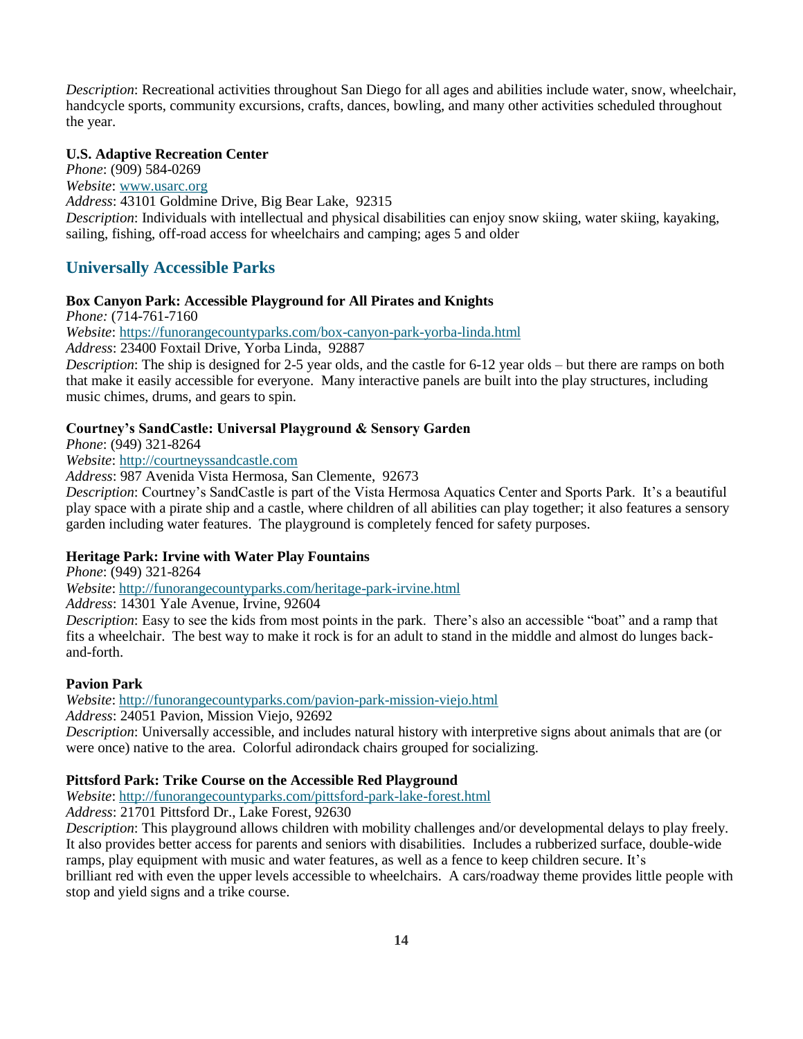*Description*: Recreational activities throughout San Diego for all ages and abilities include water, snow, wheelchair, handcycle sports, community excursions, crafts, dances, bowling, and many other activities scheduled throughout the year.

**U.S. Adaptive Recreation Center**
*Phone*: (909) 584-0269
*Website*: www.usarc.org
*Address*: 43101 Goldmine Drive, Big Bear Lake, 92315
*Description*: Individuals with intellectual and physical disabilities can enjoy snow skiing, water skiing, kayaking, sailing, fishing, off-road access for wheelchairs and camping; ages 5 and older

## Universally Accessible Parks

**Box Canyon Park: Accessible Playground for All Pirates and Knights**
*Phone:* (714-761-7160
*Website*: https://funorangecountyparks.com/box-canyon-park-yorba-linda.html
*Address*: 23400 Foxtail Drive, Yorba Linda, 92887
*Description*: The ship is designed for 2-5 year olds, and the castle for 6-12 year olds – but there are ramps on both that make it easily accessible for everyone. Many interactive panels are built into the play structures, including music chimes, drums, and gears to spin.

**Courtney's SandCastle: Universal Playground & Sensory Garden**
*Phone*: (949) 321-8264
*Website*: http://courtneyssandcastle.com
*Address*: 987 Avenida Vista Hermosa, San Clemente, 92673
*Description*: Courtney's SandCastle is part of the Vista Hermosa Aquatics Center and Sports Park. It's a beautiful play space with a pirate ship and a castle, where children of all abilities can play together; it also features a sensory garden including water features. The playground is completely fenced for safety purposes.

**Heritage Park: Irvine with Water Play Fountains**
*Phone*: (949) 321-8264
*Website*: http://funorangecountyparks.com/heritage-park-irvine.html
*Address*: 14301 Yale Avenue, Irvine, 92604
*Description*: Easy to see the kids from most points in the park. There's also an accessible "boat" and a ramp that fits a wheelchair. The best way to make it rock is for an adult to stand in the middle and almost do lunges back-and-forth.

**Pavion Park**
*Website*: http://funorangecountyparks.com/pavion-park-mission-viejo.html
*Address*: 24051 Pavion, Mission Viejo, 92692
*Description*: Universally accessible, and includes natural history with interpretive signs about animals that are (or were once) native to the area. Colorful adirondack chairs grouped for socializing.

**Pittsford Park: Trike Course on the Accessible Red Playground**
*Website*: http://funorangecountyparks.com/pittsford-park-lake-forest.html
*Address*: 21701 Pittsford Dr., Lake Forest, 92630
*Description*: This playground allows children with mobility challenges and/or developmental delays to play freely. It also provides better access for parents and seniors with disabilities. Includes a rubberized surface, double-wide ramps, play equipment with music and water features, as well as a fence to keep children secure. It's brilliant red with even the upper levels accessible to wheelchairs. A cars/roadway theme provides little people with stop and yield signs and a trike course.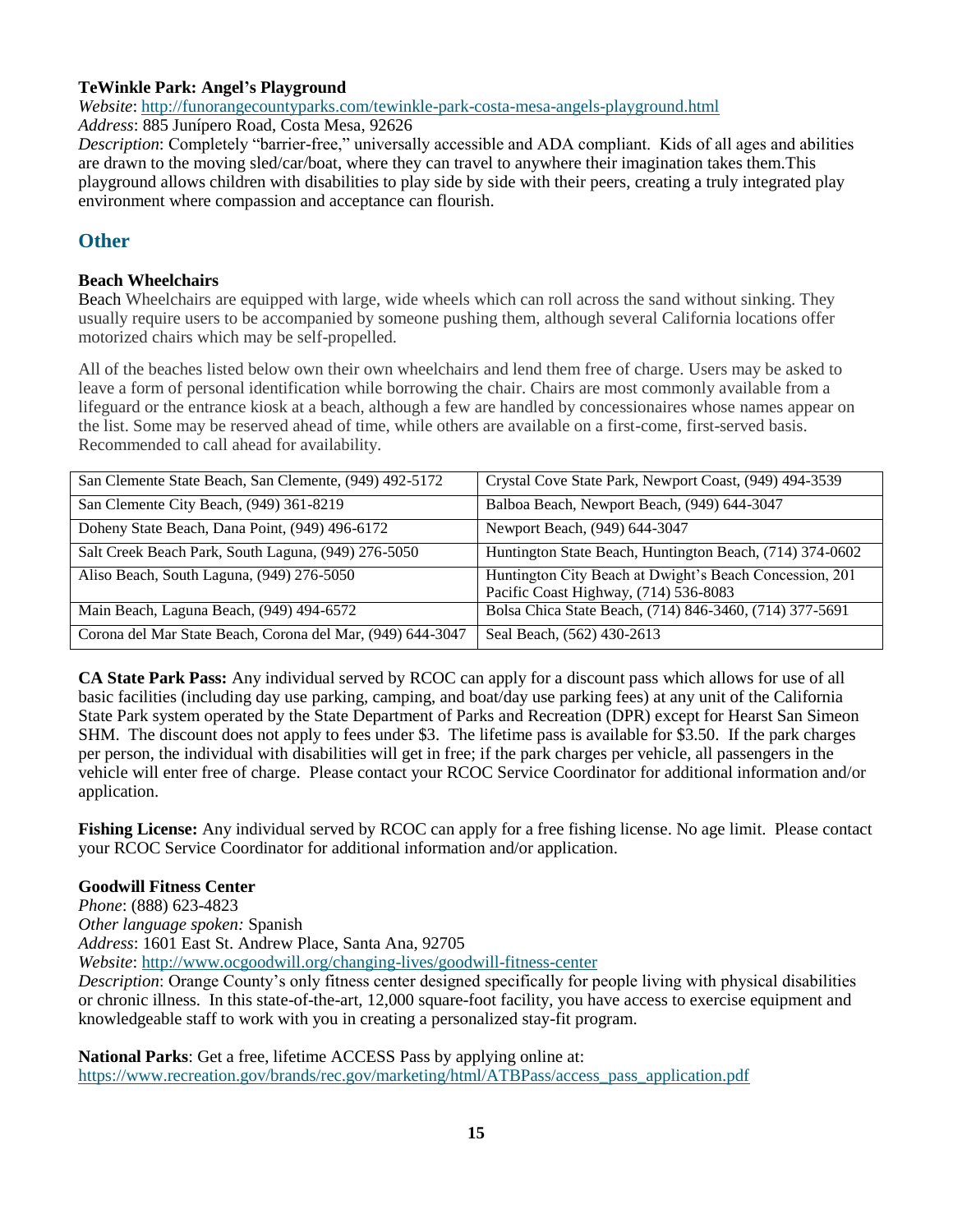**TeWinkle Park: Angel's Playground**

*Website*: http://funorangecountyparks.com/tewinkle-park-costa-mesa-angels-playground.html

*Address*: 885 Junípero Road, Costa Mesa, 92626

*Description*: Completely "barrier-free," universally accessible and ADA compliant. Kids of all ages and abilities are drawn to the moving sled/car/boat, where they can travel to anywhere their imagination takes them.This playground allows children with disabilities to play side by side with their peers, creating a truly integrated play environment where compassion and acceptance can flourish.

## Other

**Beach Wheelchairs**

Beach Wheelchairs are equipped with large, wide wheels which can roll across the sand without sinking. They usually require users to be accompanied by someone pushing them, although several California locations offer motorized chairs which may be self-propelled.

All of the beaches listed below own their own wheelchairs and lend them free of charge. Users may be asked to leave a form of personal identification while borrowing the chair. Chairs are most commonly available from a lifeguard or the entrance kiosk at a beach, although a few are handled by concessionaires whose names appear on the list. Some may be reserved ahead of time, while others are available on a first-come, first-served basis. Recommended to call ahead for availability.

| | |
|---|---|
| San Clemente State Beach, San Clemente, (949) 492-5172 | Crystal Cove State Park, Newport Coast, (949) 494-3539 |
| San Clemente City Beach, (949) 361-8219 | Balboa Beach, Newport Beach, (949) 644-3047 |
| Doheny State Beach, Dana Point, (949) 496-6172 | Newport Beach, (949) 644-3047 |
| Salt Creek Beach Park, South Laguna, (949) 276-5050 | Huntington State Beach, Huntington Beach, (714) 374-0602 |
| Aliso Beach, South Laguna, (949) 276-5050 | Huntington City Beach at Dwight's Beach Concession, 201 Pacific Coast Highway, (714) 536-8083 |
| Main Beach, Laguna Beach, (949) 494-6572 | Bolsa Chica State Beach, (714) 846-3460, (714) 377-5691 |
| Corona del Mar State Beach, Corona del Mar, (949) 644-3047 | Seal Beach, (562) 430-2613 |

**CA State Park Pass:** Any individual served by RCOC can apply for a discount pass which allows for use of all basic facilities (including day use parking, camping, and boat/day use parking fees) at any unit of the California State Park system operated by the State Department of Parks and Recreation (DPR) except for Hearst San Simeon SHM. The discount does not apply to fees under $3. The lifetime pass is available for $3.50. If the park charges per person, the individual with disabilities will get in free; if the park charges per vehicle, all passengers in the vehicle will enter free of charge. Please contact your RCOC Service Coordinator for additional information and/or application.

**Fishing License:** Any individual served by RCOC can apply for a free fishing license. No age limit. Please contact your RCOC Service Coordinator for additional information and/or application.

**Goodwill Fitness Center**

*Phone*: (888) 623-4823

*Other language spoken:* Spanish

*Address*: 1601 East St. Andrew Place, Santa Ana, 92705

*Website*: http://www.ocgoodwill.org/changing-lives/goodwill-fitness-center

*Description*: Orange County's only fitness center designed specifically for people living with physical disabilities or chronic illness. In this state-of-the-art, 12,000 square-foot facility, you have access to exercise equipment and knowledgeable staff to work with you in creating a personalized stay-fit program.

**National Parks**: Get a free, lifetime ACCESS Pass by applying online at: https://www.recreation.gov/brands/rec.gov/marketing/html/ATBPass/access_pass_application.pdf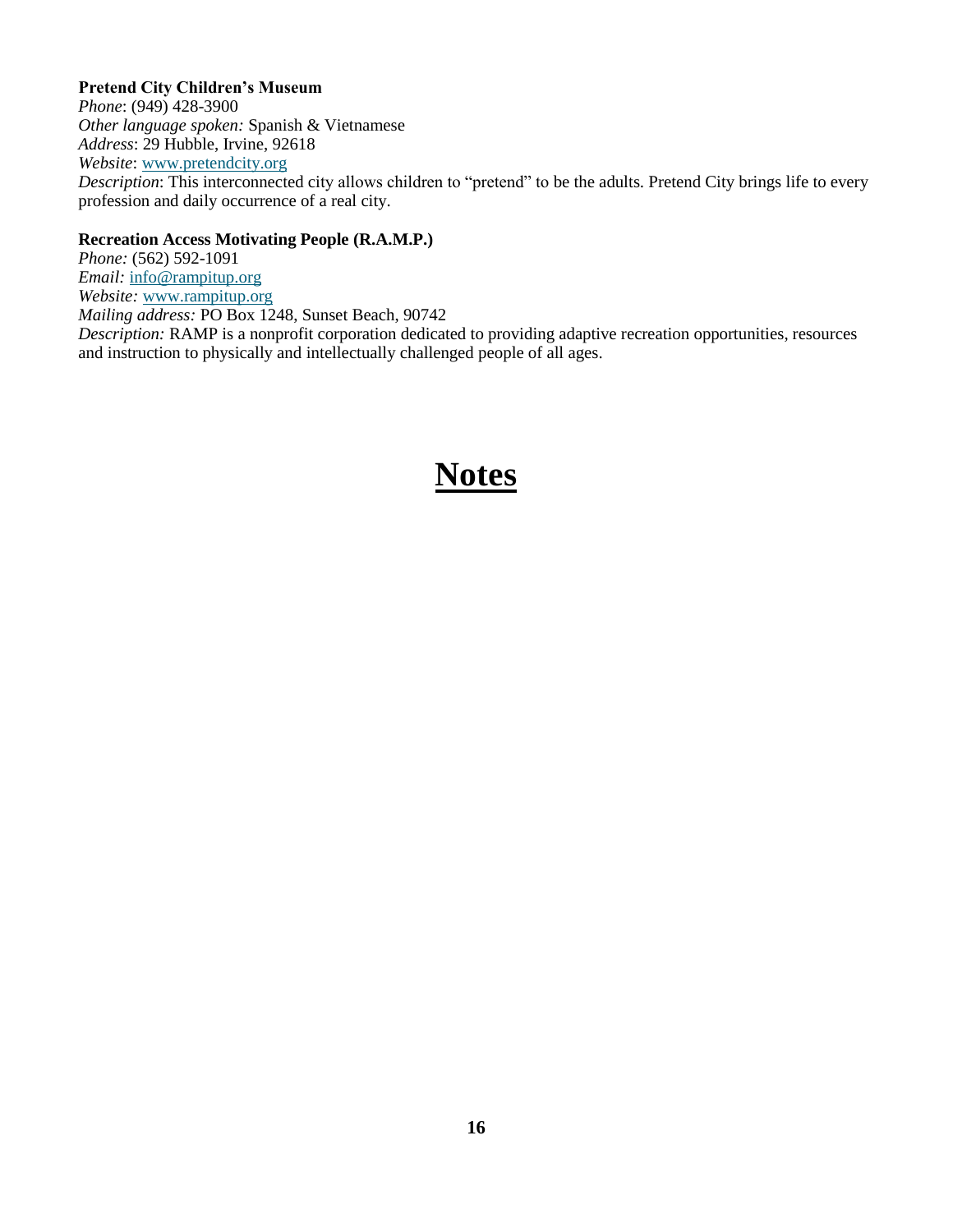**Pretend City Children's Museum**

*Phone*: (949) 428-3900
*Other language spoken:* Spanish & Vietnamese
*Address*: 29 Hubble, Irvine, 92618
*Website*: www.pretendcity.org
*Description*: This interconnected city allows children to "pretend" to be the adults. Pretend City brings life to every profession and daily occurrence of a real city.

**Recreation Access Motivating People (R.A.M.P.)**

*Phone:* (562) 592-1091
*Email:* info@rampitup.org
*Website:* www.rampitup.org
*Mailing address:* PO Box 1248, Sunset Beach, 90742
*Description:* RAMP is a nonprofit corporation dedicated to providing adaptive recreation opportunities, resources and instruction to physically and intellectually challenged people of all ages.

# Notes